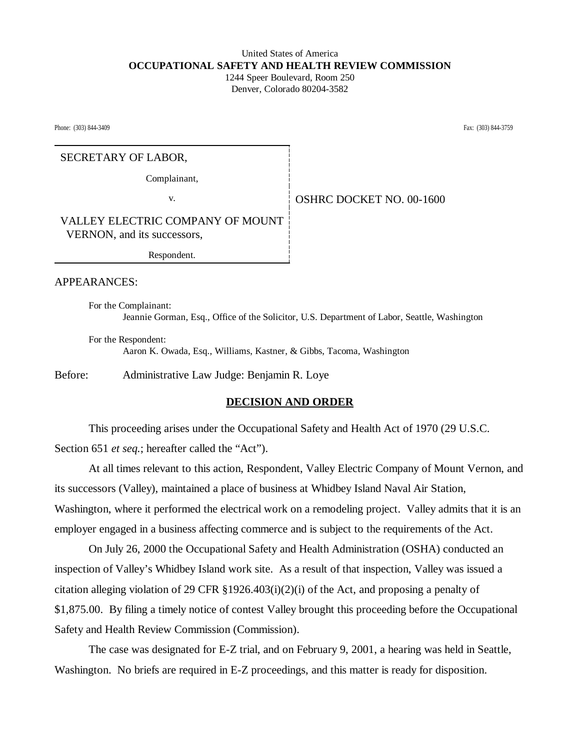United States of America
**OCCUPATIONAL SAFETY AND HEALTH REVIEW COMMISSION**
1244 Speer Boulevard, Room 250
Denver, Colorado 80204-3582

Phone: (303) 844-3409 Fax: (303) 844-3759

SECRETARY OF LABOR,

Complainant,

v.

VALLEY ELECTRIC COMPANY OF MOUNT VERNON, and its successors,

Respondent.

OSHRC DOCKET NO. 00-1600

APPEARANCES:

For the Complainant:
Jeannie Gorman, Esq., Office of the Solicitor, U.S. Department of Labor, Seattle, Washington

For the Respondent:
Aaron K. Owada, Esq., Williams, Kastner, & Gibbs, Tacoma, Washington

Before: Administrative Law Judge: Benjamin R. Loye

## DECISION AND ORDER

This proceeding arises under the Occupational Safety and Health Act of 1970 (29 U.S.C. Section 651 *et seq.*; hereafter called the "Act").

At all times relevant to this action, Respondent, Valley Electric Company of Mount Vernon, and its successors (Valley), maintained a place of business at Whidbey Island Naval Air Station, Washington, where it performed the electrical work on a remodeling project. Valley admits that it is an employer engaged in a business affecting commerce and is subject to the requirements of the Act.

On July 26, 2000 the Occupational Safety and Health Administration (OSHA) conducted an inspection of Valley's Whidbey Island work site. As a result of that inspection, Valley was issued a citation alleging violation of 29 CFR §1926.403(i)(2)(i) of the Act, and proposing a penalty of $1,875.00. By filing a timely notice of contest Valley brought this proceeding before the Occupational Safety and Health Review Commission (Commission).

The case was designated for E-Z trial, and on February 9, 2001, a hearing was held in Seattle, Washington. No briefs are required in E-Z proceedings, and this matter is ready for disposition.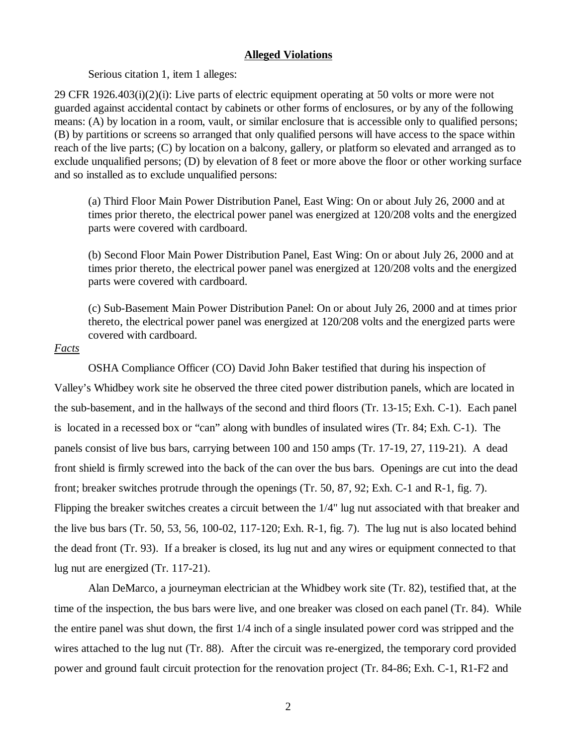## **Alleged Violations**

Serious citation 1, item 1 alleges:

29 CFR 1926.403(i)(2)(i): Live parts of electric equipment operating at 50 volts or more were not guarded against accidental contact by cabinets or other forms of enclosures, or by any of the following means: (A) by location in a room, vault, or similar enclosure that is accessible only to qualified persons; (B) by partitions or screens so arranged that only qualified persons will have access to the space within reach of the live parts; (C) by location on a balcony, gallery, or platform so elevated and arranged as to exclude unqualified persons; (D) by elevation of 8 feet or more above the floor or other working surface and so installed as to exclude unqualified persons:

> (a) Third Floor Main Power Distribution Panel, East Wing: On or about July 26, 2000 and at times prior thereto, the electrical power panel was energized at 120/208 volts and the energized parts were covered with cardboard.
>
> (b) Second Floor Main Power Distribution Panel, East Wing: On or about July 26, 2000 and at times prior thereto, the electrical power panel was energized at 120/208 volts and the energized parts were covered with cardboard.
>
> (c) Sub-Basement Main Power Distribution Panel: On or about July 26, 2000 and at times prior thereto, the electrical power panel was energized at 120/208 volts and the energized parts were covered with cardboard.

*Facts*

OSHA Compliance Officer (CO) David John Baker testified that during his inspection of Valley's Whidbey work site he observed the three cited power distribution panels, which are located in the sub-basement, and in the hallways of the second and third floors (Tr. 13-15; Exh. C-1). Each panel is located in a recessed box or "can" along with bundles of insulated wires (Tr. 84; Exh. C-1). The panels consist of live bus bars, carrying between 100 and 150 amps (Tr. 17-19, 27, 119-21). A dead front shield is firmly screwed into the back of the can over the bus bars. Openings are cut into the dead front; breaker switches protrude through the openings (Tr. 50, 87, 92; Exh. C-1 and R-1, fig. 7). Flipping the breaker switches creates a circuit between the 1/4" lug nut associated with that breaker and the live bus bars (Tr. 50, 53, 56, 100-02, 117-120; Exh. R-1, fig. 7). The lug nut is also located behind the dead front (Tr. 93). If a breaker is closed, its lug nut and any wires or equipment connected to that lug nut are energized (Tr. 117-21).

Alan DeMarco, a journeyman electrician at the Whidbey work site (Tr. 82), testified that, at the time of the inspection, the bus bars were live, and one breaker was closed on each panel (Tr. 84). While the entire panel was shut down, the first 1/4 inch of a single insulated power cord was stripped and the wires attached to the lug nut (Tr. 88). After the circuit was re-energized, the temporary cord provided power and ground fault circuit protection for the renovation project (Tr. 84-86; Exh. C-1, R1-F2 and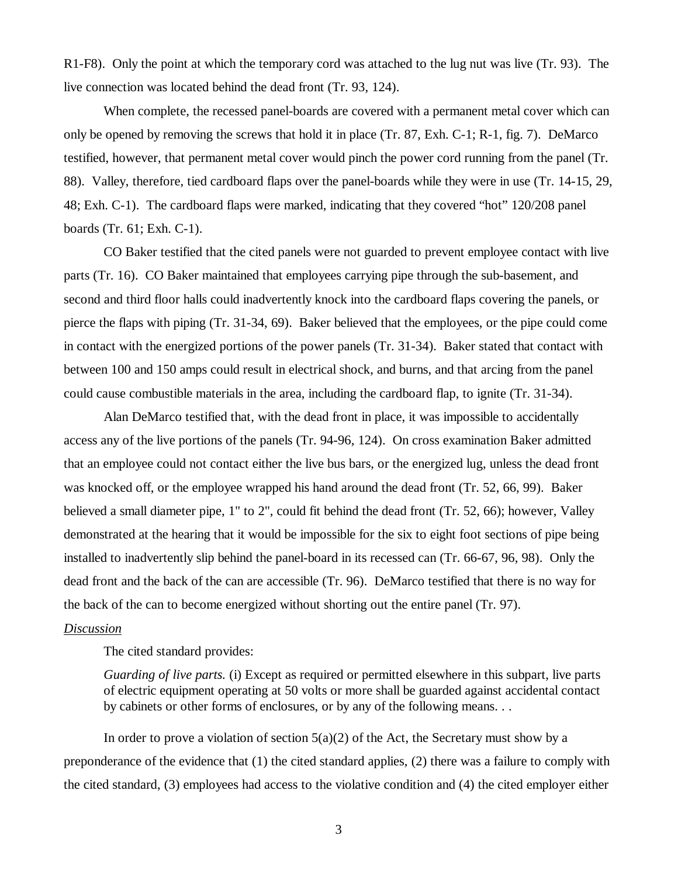R1-F8). Only the point at which the temporary cord was attached to the lug nut was live (Tr. 93). The live connection was located behind the dead front (Tr. 93, 124).

When complete, the recessed panel-boards are covered with a permanent metal cover which can only be opened by removing the screws that hold it in place (Tr. 87, Exh. C-1; R-1, fig. 7). DeMarco testified, however, that permanent metal cover would pinch the power cord running from the panel (Tr. 88). Valley, therefore, tied cardboard flaps over the panel-boards while they were in use (Tr. 14-15, 29, 48; Exh. C-1). The cardboard flaps were marked, indicating that they covered "hot" 120/208 panel boards (Tr. 61; Exh. C-1).

CO Baker testified that the cited panels were not guarded to prevent employee contact with live parts (Tr. 16). CO Baker maintained that employees carrying pipe through the sub-basement, and second and third floor halls could inadvertently knock into the cardboard flaps covering the panels, or pierce the flaps with piping (Tr. 31-34, 69). Baker believed that the employees, or the pipe could come in contact with the energized portions of the power panels (Tr. 31-34). Baker stated that contact with between 100 and 150 amps could result in electrical shock, and burns, and that arcing from the panel could cause combustible materials in the area, including the cardboard flap, to ignite (Tr. 31-34).

Alan DeMarco testified that, with the dead front in place, it was impossible to accidentally access any of the live portions of the panels (Tr. 94-96, 124). On cross examination Baker admitted that an employee could not contact either the live bus bars, or the energized lug, unless the dead front was knocked off, or the employee wrapped his hand around the dead front (Tr. 52, 66, 99). Baker believed a small diameter pipe, 1" to 2", could fit behind the dead front (Tr. 52, 66); however, Valley demonstrated at the hearing that it would be impossible for the six to eight foot sections of pipe being installed to inadvertently slip behind the panel-board in its recessed can (Tr. 66-67, 96, 98). Only the dead front and the back of the can are accessible (Tr. 96). DeMarco testified that there is no way for the back of the can to become energized without shorting out the entire panel (Tr. 97).

*Discussion*

The cited standard provides:

> *Guarding of live parts.* (i) Except as required or permitted elsewhere in this subpart, live parts of electric equipment operating at 50 volts or more shall be guarded against accidental contact by cabinets or other forms of enclosures, or by any of the following means. . .

In order to prove a violation of section 5(a)(2) of the Act, the Secretary must show by a preponderance of the evidence that (1) the cited standard applies, (2) there was a failure to comply with the cited standard, (3) employees had access to the violative condition and (4) the cited employer either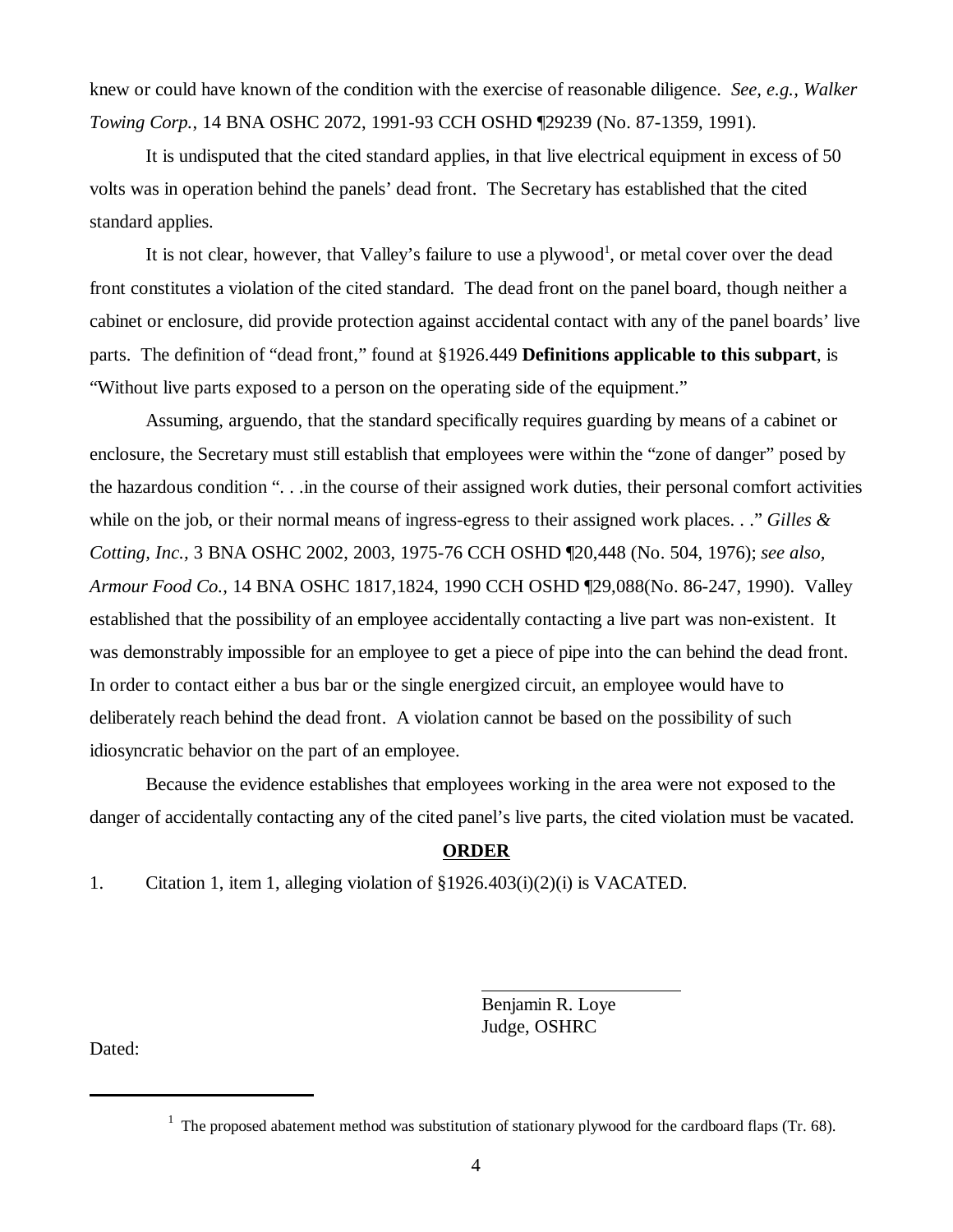knew or could have known of the condition with the exercise of reasonable diligence. *See, e.g., Walker Towing Corp.*, 14 BNA OSHC 2072, 1991-93 CCH OSHD ¶29239 (No. 87-1359, 1991).

It is undisputed that the cited standard applies, in that live electrical equipment in excess of 50 volts was in operation behind the panels' dead front. The Secretary has established that the cited standard applies.

It is not clear, however, that Valley's failure to use a plywood[1], or metal cover over the dead front constitutes a violation of the cited standard. The dead front on the panel board, though neither a cabinet or enclosure, did provide protection against accidental contact with any of the panel boards' live parts. The definition of "dead front," found at §1926.449 **Definitions applicable to this subpart**, is "Without live parts exposed to a person on the operating side of the equipment."

Assuming, arguendo, that the standard specifically requires guarding by means of a cabinet or enclosure, the Secretary must still establish that employees were within the "zone of danger" posed by the hazardous condition ". . .in the course of their assigned work duties, their personal comfort activities while on the job, or their normal means of ingress-egress to their assigned work places. . ." *Gilles & Cotting, Inc.,* 3 BNA OSHC 2002, 2003, 1975-76 CCH OSHD ¶20,448 (No. 504, 1976); *see also, Armour Food Co.*, 14 BNA OSHC 1817,1824, 1990 CCH OSHD ¶29,088(No. 86-247, 1990). Valley established that the possibility of an employee accidentally contacting a live part was non-existent. It was demonstrably impossible for an employee to get a piece of pipe into the can behind the dead front. In order to contact either a bus bar or the single energized circuit, an employee would have to deliberately reach behind the dead front. A violation cannot be based on the possibility of such idiosyncratic behavior on the part of an employee.

Because the evidence establishes that employees working in the area were not exposed to the danger of accidentally contacting any of the cited panel's live parts, the cited violation must be vacated.

## ORDER

1. Citation 1, item 1, alleging violation of §1926.403(i)(2)(i) is VACATED.

Benjamin R. Loye
Judge, OSHRC

Dated:

---

[1] The proposed abatement method was substitution of stationary plywood for the cardboard flaps (Tr. 68).